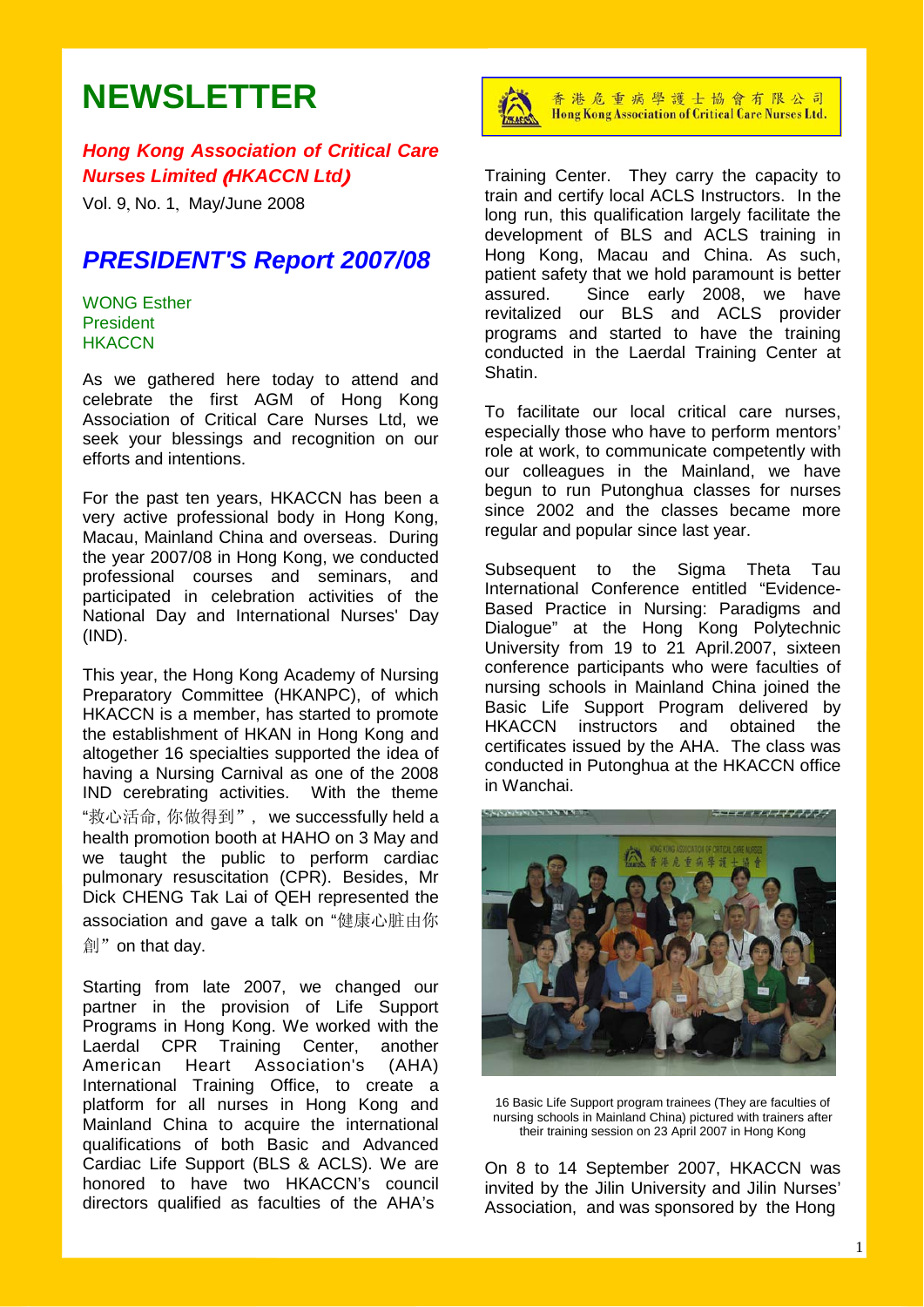# NEWSLETTER

***Hong Kong Association of Critical Care Nurses Limited (HKACCN Ltd)***

Vol. 9, No. 1, May/June 2008

香港危重病學護士協會有限公司
Hong Kong Association of Critical Care Nurses Ltd.

## *PRESIDENT'S Report 2007/08*

WONG Esther
President
HKACCN

As we gathered here today to attend and celebrate the first AGM of Hong Kong Association of Critical Care Nurses Ltd, we seek your blessings and recognition on our efforts and intentions.

For the past ten years, HKACCN has been a very active professional body in Hong Kong, Macau, Mainland China and overseas. During the year 2007/08 in Hong Kong, we conducted professional courses and seminars, and participated in celebration activities of the National Day and International Nurses' Day (IND).

This year, the Hong Kong Academy of Nursing Preparatory Committee (HKANPC), of which HKACCN is a member, has started to promote the establishment of HKAN in Hong Kong and altogether 16 specialties supported the idea of having a Nursing Carnival as one of the 2008 IND cerebrating activities. With the theme "救心活命, 你做得到", we successfully held a health promotion booth at HAHO on 3 May and we taught the public to perform cardiac pulmonary resuscitation (CPR). Besides, Mr Dick CHENG Tak Lai of QEH represented the association and gave a talk on "健康心脏由你創" on that day.

Starting from late 2007, we changed our partner in the provision of Life Support Programs in Hong Kong. We worked with the Laerdal CPR Training Center, another American Heart Association's (AHA) International Training Office, to create a platform for all nurses in Hong Kong and Mainland China to acquire the international qualifications of both Basic and Advanced Cardiac Life Support (BLS & ACLS). We are honored to have two HKACCN's council directors qualified as faculties of the AHA's Training Center. They carry the capacity to train and certify local ACLS Instructors. In the long run, this qualification largely facilitate the development of BLS and ACLS training in Hong Kong, Macau and China. As such, patient safety that we hold paramount is better assured. Since early 2008, we have revitalized our BLS and ACLS provider programs and started to have the training conducted in the Laerdal Training Center at Shatin.

To facilitate our local critical care nurses, especially those who have to perform mentors' role at work, to communicate competently with our colleagues in the Mainland, we have begun to run Putonghua classes for nurses since 2002 and the classes became more regular and popular since last year.

Subsequent to the Sigma Theta Tau International Conference entitled "Evidence-Based Practice in Nursing: Paradigms and Dialogue" at the Hong Kong Polytechnic University from 19 to 21 April.2007, sixteen conference participants who were faculties of nursing schools in Mainland China joined the Basic Life Support Program delivered by HKACCN instructors and obtained the certificates issued by the AHA. The class was conducted in Putonghua at the HKACCN office in Wanchai.

16 Basic Life Support program trainees (They are faculties of nursing schools in Mainland China) pictured with trainers after their training session on 23 April 2007 in Hong Kong

On 8 to 14 September 2007, HKACCN was invited by the Jilin University and Jilin Nurses' Association, and was sponsored by the Hong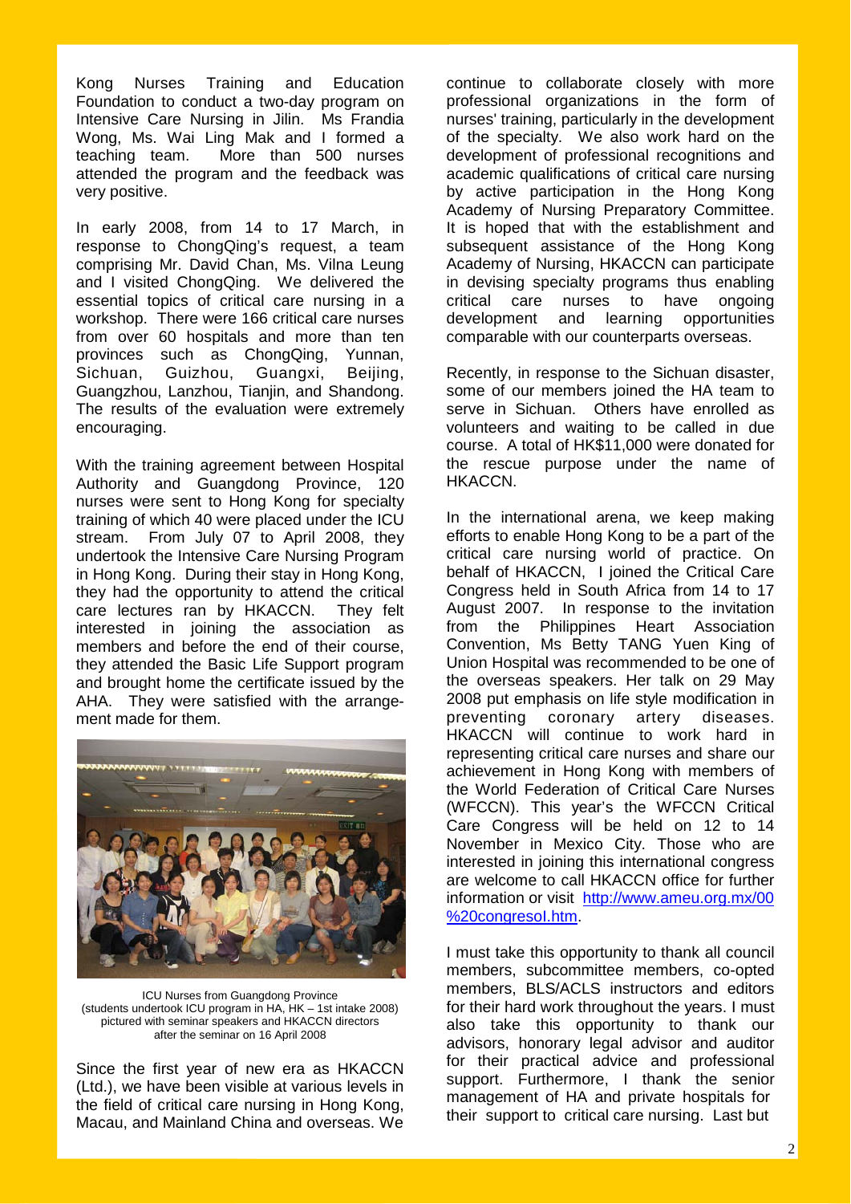Kong Nurses Training and Education Foundation to conduct a two-day program on Intensive Care Nursing in Jilin. Ms Frandia Wong, Ms. Wai Ling Mak and I formed a teaching team. More than 500 nurses attended the program and the feedback was very positive.

In early 2008, from 14 to 17 March, in response to ChongQing's request, a team comprising Mr. David Chan, Ms. Vilna Leung and I visited ChongQing. We delivered the essential topics of critical care nursing in a workshop. There were 166 critical care nurses from over 60 hospitals and more than ten provinces such as ChongQing, Yunnan, Sichuan, Guizhou, Guangxi, Beijing, Guangzhou, Lanzhou, Tianjin, and Shandong. The results of the evaluation were extremely encouraging.

With the training agreement between Hospital Authority and Guangdong Province, 120 nurses were sent to Hong Kong for specialty training of which 40 were placed under the ICU stream. From July 07 to April 2008, they undertook the Intensive Care Nursing Program in Hong Kong. During their stay in Hong Kong, they had the opportunity to attend the critical care lectures ran by HKACCN. They felt interested in joining the association as members and before the end of their course, they attended the Basic Life Support program and brought home the certificate issued by the AHA. They were satisfied with the arrangement made for them.

ICU Nurses from Guangdong Province
(students undertook ICU program in HA, HK – 1st intake 2008)
pictured with seminar speakers and HKACCN directors
after the seminar on 16 April 2008

Since the first year of new era as HKACCN (Ltd.), we have been visible at various levels in the field of critical care nursing in Hong Kong, Macau, and Mainland China and overseas. We continue to collaborate closely with more professional organizations in the form of nurses' training, particularly in the development of the specialty. We also work hard on the development of professional recognitions and academic qualifications of critical care nursing by active participation in the Hong Kong Academy of Nursing Preparatory Committee. It is hoped that with the establishment and subsequent assistance of the Hong Kong Academy of Nursing, HKACCN can participate in devising specialty programs thus enabling critical care nurses to have ongoing development and learning opportunities comparable with our counterparts overseas.

Recently, in response to the Sichuan disaster, some of our members joined the HA team to serve in Sichuan. Others have enrolled as volunteers and waiting to be called in due course. A total of HK$11,000 were donated for the rescue purpose under the name of HKACCN.

In the international arena, we keep making efforts to enable Hong Kong to be a part of the critical care nursing world of practice. On behalf of HKACCN, I joined the Critical Care Congress held in South Africa from 14 to 17 August 2007. In response to the invitation from the Philippines Heart Association Convention, Ms Betty TANG Yuen King of Union Hospital was recommended to be one of the overseas speakers. Her talk on 29 May 2008 put emphasis on life style modification in preventing coronary artery diseases. HKACCN will continue to work hard in representing critical care nurses and share our achievement in Hong Kong with members of the World Federation of Critical Care Nurses (WFCCN). This year's the WFCCN Critical Care Congress will be held on 12 to 14 November in Mexico City. Those who are interested in joining this international congress are welcome to call HKACCN office for further information or visit http://www.ameu.org.mx/00%20congresol.htm.

I must take this opportunity to thank all council members, subcommittee members, co-opted members, BLS/ACLS instructors and editors for their hard work throughout the years. I must also take this opportunity to thank our advisors, honorary legal advisor and auditor for their practical advice and professional support. Furthermore, I thank the senior management of HA and private hospitals for their support to critical care nursing. Last but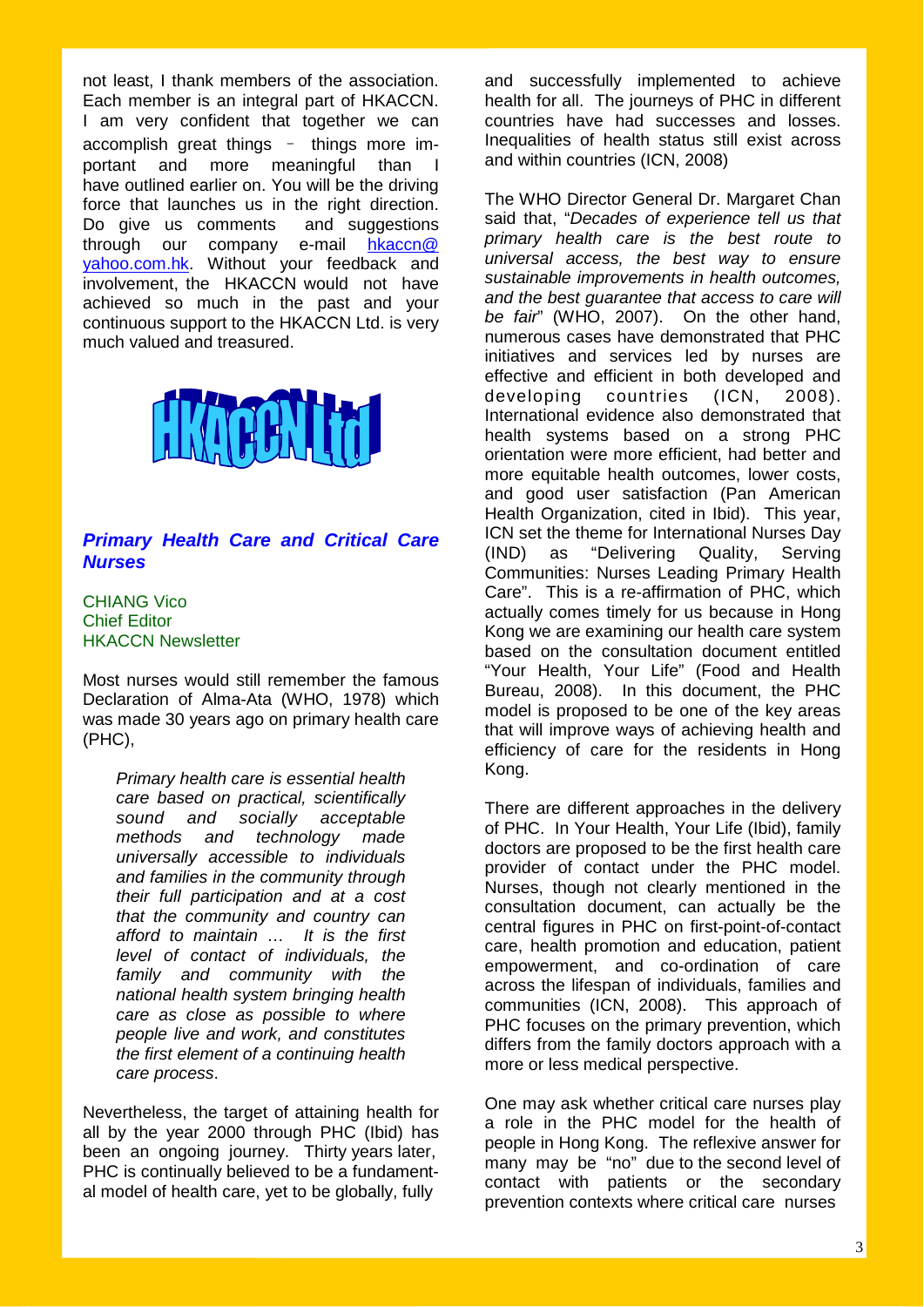not least, I thank members of the association. Each member is an integral part of HKACCN. I am very confident that together we can accomplish great things – things more important and more meaningful than I have outlined earlier on. You will be the driving force that launches us in the right direction. Do give us comments and suggestions through our company e-mail hkaccn@yahoo.com.hk. Without your feedback and involvement, the HKACCN would not have achieved so much in the past and your continuous support to the HKACCN Ltd. is very much valued and treasured.

HKACCN Ltd

## *Primary Health Care and Critical Care Nurses*

CHIANG Vico
Chief Editor
HKACCN Newsletter

Most nurses would still remember the famous Declaration of Alma-Ata (WHO, 1978) which was made 30 years ago on primary health care (PHC),

> *Primary health care is essential health care based on practical, scientifically sound and socially acceptable methods and technology made universally accessible to individuals and families in the community through their full participation and at a cost that the community and country can afford to maintain … It is the first level of contact of individuals, the family and community with the national health system bringing health care as close as possible to where people live and work, and constitutes the first element of a continuing health care process*.

Nevertheless, the target of attaining health for all by the year 2000 through PHC (Ibid) has been an ongoing journey. Thirty years later, PHC is continually believed to be a fundamental model of health care, yet to be globally, fully and successfully implemented to achieve health for all. The journeys of PHC in different countries have had successes and losses. Inequalities of health status still exist across and within countries (ICN, 2008)

The WHO Director General Dr. Margaret Chan said that, "*Decades of experience tell us that primary health care is the best route to universal access, the best way to ensure sustainable improvements in health outcomes, and the best guarantee that access to care will be fair*" (WHO, 2007). On the other hand, numerous cases have demonstrated that PHC initiatives and services led by nurses are effective and efficient in both developed and developing countries (ICN, 2008). International evidence also demonstrated that health systems based on a strong PHC orientation were more efficient, had better and more equitable health outcomes, lower costs, and good user satisfaction (Pan American Health Organization, cited in Ibid). This year, ICN set the theme for International Nurses Day (IND) as "Delivering Quality, Serving Communities: Nurses Leading Primary Health Care". This is a re-affirmation of PHC, which actually comes timely for us because in Hong Kong we are examining our health care system based on the consultation document entitled "Your Health, Your Life" (Food and Health Bureau, 2008). In this document, the PHC model is proposed to be one of the key areas that will improve ways of achieving health and efficiency of care for the residents in Hong Kong.

There are different approaches in the delivery of PHC. In Your Health, Your Life (Ibid), family doctors are proposed to be the first health care provider of contact under the PHC model. Nurses, though not clearly mentioned in the consultation document, can actually be the central figures in PHC on first-point-of-contact care, health promotion and education, patient empowerment, and co-ordination of care across the lifespan of individuals, families and communities (ICN, 2008). This approach of PHC focuses on the primary prevention, which differs from the family doctors approach with a more or less medical perspective.

One may ask whether critical care nurses play a role in the PHC model for the health of people in Hong Kong. The reflexive answer for many may be "no" due to the second level of contact with patients or the secondary prevention contexts where critical care nurses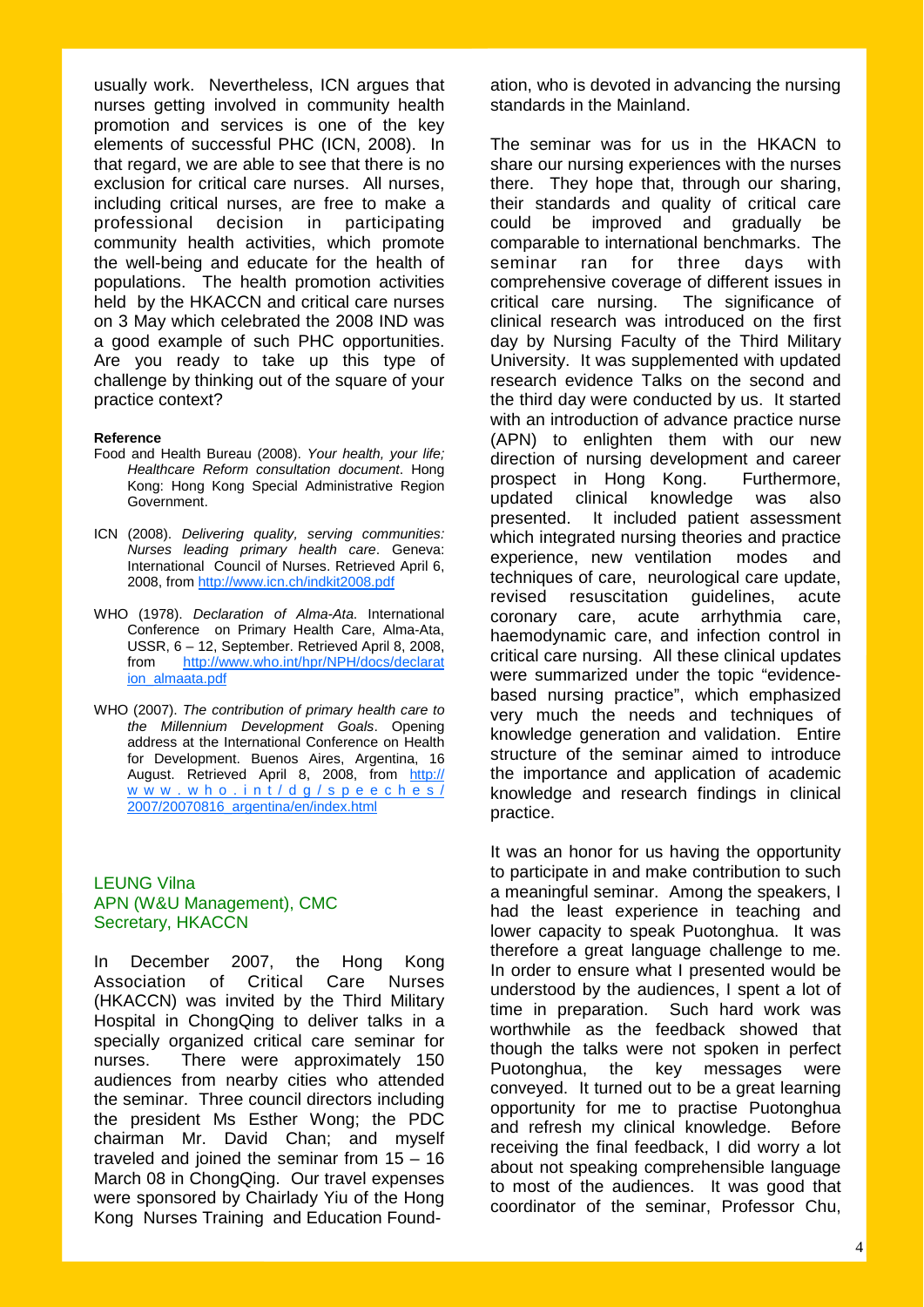usually work. Nevertheless, ICN argues that nurses getting involved in community health promotion and services is one of the key elements of successful PHC (ICN, 2008). In that regard, we are able to see that there is no exclusion for critical care nurses. All nurses, including critical nurses, are free to make a professional decision in participating community health activities, which promote the well-being and educate for the health of populations. The health promotion activities held by the HKACCN and critical care nurses on 3 May which celebrated the 2008 IND was a good example of such PHC opportunities. Are you ready to take up this type of challenge by thinking out of the square of your practice context?

**Reference**

Food and Health Bureau (2008). *Your health, your life; Healthcare Reform consultation document*. Hong Kong: Hong Kong Special Administrative Region Government.

ICN (2008). *Delivering quality, serving communities: Nurses leading primary health care*. Geneva: International Council of Nurses. Retrieved April 6, 2008, from http://www.icn.ch/indkit2008.pdf

WHO (1978). *Declaration of Alma-Ata*. International Conference on Primary Health Care, Alma-Ata, USSR, 6 – 12, September. Retrieved April 8, 2008, from http://www.who.int/hpr/NPH/docs/declaration_almaata.pdf

WHO (2007). *The contribution of primary health care to the Millennium Development Goals*. Opening address at the International Conference on Health for Development. Buenos Aires, Argentina, 16 August. Retrieved April 8, 2008, from http://www.who.int/dg/speeches/2007/20070816_argentina/en/index.html

LEUNG Vilna
APN (W&U Management), CMC
Secretary, HKACCN

In December 2007, the Hong Kong Association of Critical Care Nurses (HKACCN) was invited by the Third Military Hospital in ChongQing to deliver talks in a specially organized critical care seminar for nurses. There were approximately 150 audiences from nearby cities who attended the seminar. Three council directors including the president Ms Esther Wong; the PDC chairman Mr. David Chan; and myself traveled and joined the seminar from 15 – 16 March 08 in ChongQing. Our travel expenses were sponsored by Chairlady Yiu of the Hong Kong Nurses Training and Education Foundation, who is devoted in advancing the nursing standards in the Mainland.

The seminar was for us in the HKACN to share our nursing experiences with the nurses there. They hope that, through our sharing, their standards and quality of critical care could be improved and gradually be comparable to international benchmarks. The seminar ran for three days with comprehensive coverage of different issues in critical care nursing. The significance of clinical research was introduced on the first day by Nursing Faculty of the Third Military University. It was supplemented with updated research evidence Talks on the second and the third day were conducted by us. It started with an introduction of advance practice nurse (APN) to enlighten them with our new direction of nursing development and career prospect in Hong Kong. Furthermore, updated clinical knowledge was also presented. It included patient assessment which integrated nursing theories and practice experience, new ventilation modes and techniques of care, neurological care update, revised resuscitation guidelines, acute coronary care, acute arrhythmia care, haemodynamic care, and infection control in critical care nursing. All these clinical updates were summarized under the topic "evidence-based nursing practice", which emphasized very much the needs and techniques of knowledge generation and validation. Entire structure of the seminar aimed to introduce the importance and application of academic knowledge and research findings in clinical practice.

It was an honor for us having the opportunity to participate in and make contribution to such a meaningful seminar. Among the speakers, I had the least experience in teaching and lower capacity to speak Puotonghua. It was therefore a great language challenge to me. In order to ensure what I presented would be understood by the audiences, I spent a lot of time in preparation. Such hard work was worthwhile as the feedback showed that though the talks were not spoken in perfect Puotonghua, the key messages were conveyed. It turned out to be a great learning opportunity for me to practise Puotonghua and refresh my clinical knowledge. Before receiving the final feedback, I did worry a lot about not speaking comprehensible language to most of the audiences. It was good that coordinator of the seminar, Professor Chu,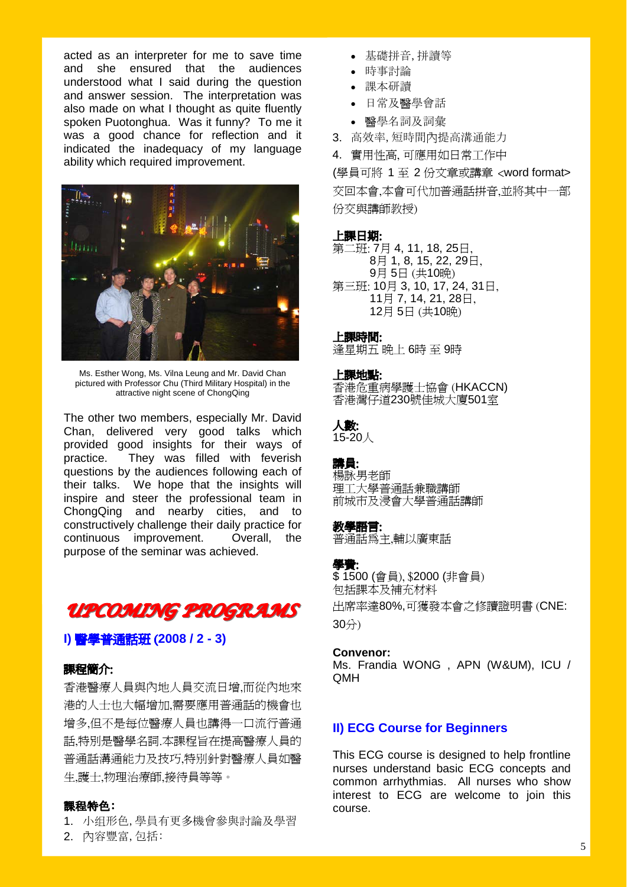acted as an interpreter for me to save time and she ensured that the audiences understood what I said during the question and answer session. The interpretation was also made on what I thought as quite fluently spoken Puotonghua. Was it funny? To me it was a good chance for reflection and it indicated the inadequacy of my language ability which required improvement.

Ms. Esther Wong, Ms. Vilna Leung and Mr. David Chan pictured with Professor Chu (Third Military Hospital) in the attractive night scene of ChongQing

The other two members, especially Mr. David Chan, delivered very good talks which provided good insights for their ways of practice. They was filled with feverish questions by the audiences following each of their talks. We hope that the insights will inspire and steer the professional team in ChongQing and nearby cities, and to constructively challenge their daily practice for continuous improvement. Overall, the purpose of the seminar was achieved.

## UPCOMING PROGRAMS

### I) 醫學普通話班 (2008 / 2 - 3)

**課程簡介:**

香港醫療人員與內地人員交流日增,而從內地來港的人士也大幅增加,需要應用普通話的機會也增多,但不是每位醫療人員也講得一口流行普通話,特別是醫學名詞.本課程旨在提高醫療人員的普通話溝通能力及技巧,特別針對醫療人員如醫生,護士,物理治療師,接待員等等。

**課程特色:**

1. 小组形色, 學員有更多機會參與討論及學習
2. 內容豐富, 包括:
   - 基礎拼音, 拼讀等
   - 時事討論
   - 課本研讀
   - 日常及醫學會話
   - 醫學名詞及詞彙
3. 高效率, 短時間內提高溝通能力
4. 實用性高, 可應用如日常工作中

(學員可將 1 至 2 份文章或講章 <word format> 交回本會,本會可代加普通話拼音,並將其中一部份交與講師教授)

**上課日期:**

第二班: 7月 4, 11, 18, 25日,
8月 1, 8, 15, 22, 29日,
9月 5日 (共10晚)

第三班: 10月 3, 10, 17, 24, 31日,
11月 7, 14, 21, 28日,
12月 5日 (共10晚)

**上課時間:**

逢星期五 晚上 6時 至 9時

**上課地點:**

香港危重病學護士協會 (HKACCN)
香港灣仔道230號佳城大廈501室

**人數:**

15-20人

**講員:**

楊詠男老師
理工大學普通話兼職講師
前城市及浸會大學普通話講師

**教學語言:**

普通話爲主,輔以廣東話

**學費:**

$ 1500 (會員), $2000 (非會員)
包括課本及補充材料

出席率達80%,可獲發本會之修讀證明書 (CNE: 30分)

**Convenor:**

Ms. Frandia WONG , APN (W&UM), ICU / QMH

### II) ECG Course for Beginners

This ECG course is designed to help frontline nurses understand basic ECG concepts and common arrhythmias. All nurses who show interest to ECG are welcome to join this course.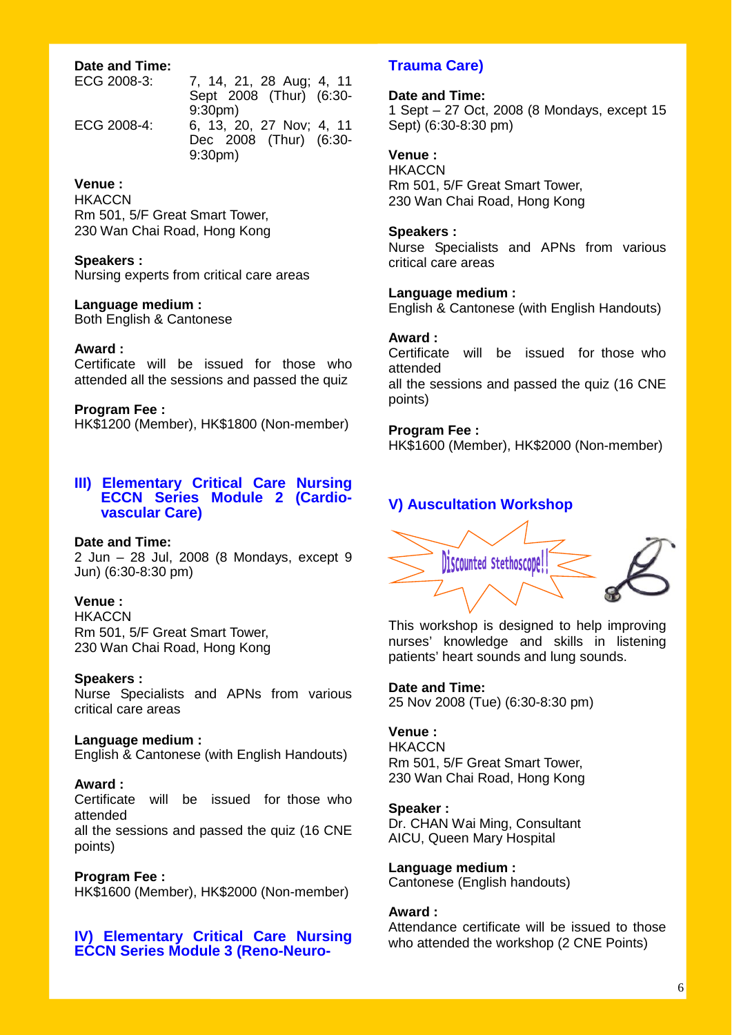**Date and Time:**

ECG 2008-3: 7, 14, 21, 28 Aug; 4, 11 Sept 2008 (Thur) (6:30-9:30pm)

ECG 2008-4: 6, 13, 20, 27 Nov; 4, 11 Dec 2008 (Thur) (6:30-9:30pm)

**Venue :**
HKACCN
Rm 501, 5/F Great Smart Tower,
230 Wan Chai Road, Hong Kong

**Speakers :**
Nursing experts from critical care areas

**Language medium :**
Both English & Cantonese

**Award :**
Certificate will be issued for those who attended all the sessions and passed the quiz

**Program Fee :**
HK$1200 (Member), HK$1800 (Non-member)

## III) Elementary Critical Care Nursing ECCN Series Module 2 (Cardio-vascular Care)

**Date and Time:**
2 Jun – 28 Jul, 2008 (8 Mondays, except 9 Jun) (6:30-8:30 pm)

**Venue :**
HKACCN
Rm 501, 5/F Great Smart Tower,
230 Wan Chai Road, Hong Kong

**Speakers :**
Nurse Specialists and APNs from various critical care areas

**Language medium :**
English & Cantonese (with English Handouts)

**Award :**
Certificate will be issued for those who attended
all the sessions and passed the quiz (16 CNE points)

**Program Fee :**
HK$1600 (Member), HK$2000 (Non-member)

## IV) Elementary Critical Care Nursing ECCN Series Module 3 (Reno-Neuro-Trauma Care)

**Date and Time:**
1 Sept – 27 Oct, 2008 (8 Mondays, except 15 Sept) (6:30-8:30 pm)

**Venue :**
HKACCN
Rm 501, 5/F Great Smart Tower,
230 Wan Chai Road, Hong Kong

**Speakers :**
Nurse Specialists and APNs from various critical care areas

**Language medium :**
English & Cantonese (with English Handouts)

**Award :**
Certificate will be issued for those who attended
all the sessions and passed the quiz (16 CNE points)

**Program Fee :**
HK$1600 (Member), HK$2000 (Non-member)

## V) Auscultation Workshop

Discounted Stethoscope!!

This workshop is designed to help improving nurses' knowledge and skills in listening patients' heart sounds and lung sounds.

**Date and Time:**
25 Nov 2008 (Tue) (6:30-8:30 pm)

**Venue :**
HKACCN
Rm 501, 5/F Great Smart Tower,
230 Wan Chai Road, Hong Kong

**Speaker :**
Dr. CHAN Wai Ming, Consultant
AICU, Queen Mary Hospital

**Language medium :**
Cantonese (English handouts)

**Award :**
Attendance certificate will be issued to those who attended the workshop (2 CNE Points)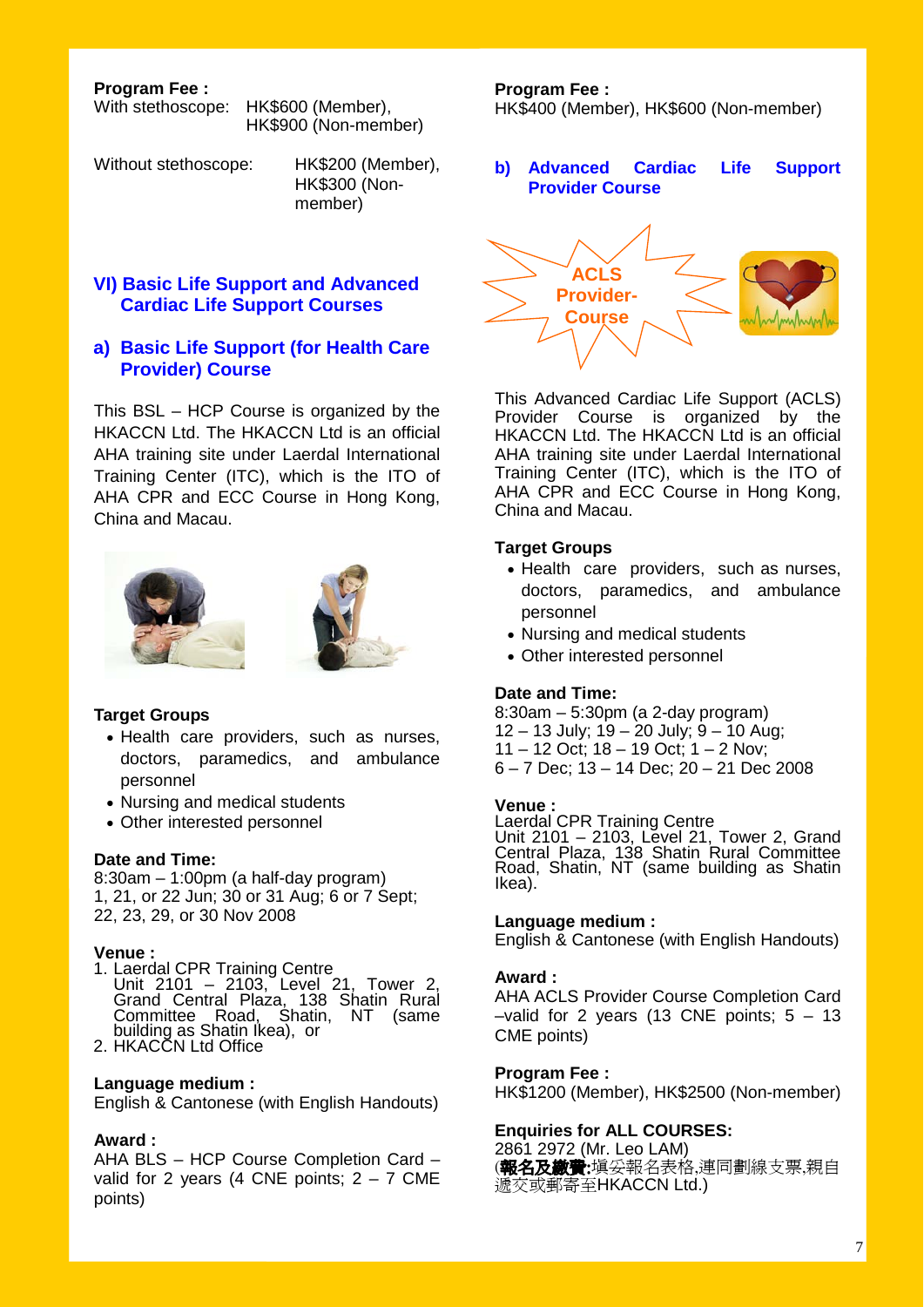**Program Fee :**

With stethoscope: HK$600 (Member), HK$900 (Non-member)

Without stethoscope: HK$200 (Member), HK$300 (Non-member)

## VI) Basic Life Support and Advanced Cardiac Life Support Courses

### a) Basic Life Support (for Health Care Provider) Course

This BSL – HCP Course is organized by the HKACCN Ltd. The HKACCN Ltd is an official AHA training site under Laerdal International Training Center (ITC), which is the ITO of AHA CPR and ECC Course in Hong Kong, China and Macau.

**Target Groups**

- Health care providers, such as nurses, doctors, paramedics, and ambulance personnel
- Nursing and medical students
- Other interested personnel

**Date and Time:**

8:30am – 1:00pm (a half-day program)
1, 21, or 22 Jun; 30 or 31 Aug; 6 or 7 Sept; 22, 23, 29, or 30 Nov 2008

**Venue :**

1. Laerdal CPR Training Centre
   Unit 2101 – 2103, Level 21, Tower 2, Grand Central Plaza, 138 Shatin Rural Committee Road, Shatin, NT (same building as Shatin Ikea), or
2. HKACCN Ltd Office

**Language medium :**

English & Cantonese (with English Handouts)

**Award :**

AHA BLS – HCP Course Completion Card – valid for 2 years (4 CNE points; 2 – 7 CME points)

**Program Fee :**

HK$400 (Member), HK$600 (Non-member)

### b) Advanced Cardiac Life Support Provider Course

ACLS Provider-Course

This Advanced Cardiac Life Support (ACLS) Provider Course is organized by the HKACCN Ltd. The HKACCN Ltd is an official AHA training site under Laerdal International Training Center (ITC), which is the ITO of AHA CPR and ECC Course in Hong Kong, China and Macau.

**Target Groups**

- Health care providers, such as nurses, doctors, paramedics, and ambulance personnel
- Nursing and medical students
- Other interested personnel

**Date and Time:**

8:30am – 5:30pm (a 2-day program)
12 – 13 July; 19 – 20 July; 9 – 10 Aug; 11 – 12 Oct; 18 – 19 Oct; 1 – 2 Nov; 6 – 7 Dec; 13 – 14 Dec; 20 – 21 Dec 2008

**Venue :**

Laerdal CPR Training Centre
Unit 2101 – 2103, Level 21, Tower 2, Grand Central Plaza, 138 Shatin Rural Committee Road, Shatin, NT (same building as Shatin Ikea).

**Language medium :**

English & Cantonese (with English Handouts)

**Award :**

AHA ACLS Provider Course Completion Card –valid for 2 years (13 CNE points; 5 – 13 CME points)

**Program Fee :**

HK$1200 (Member), HK$2500 (Non-member)

**Enquiries for ALL COURSES:**

2861 2972 (Mr. Leo LAM)
(**報名及繳費:**填妥報名表格,連同劃線支票,親自遞交或郵寄至HKACCN Ltd.)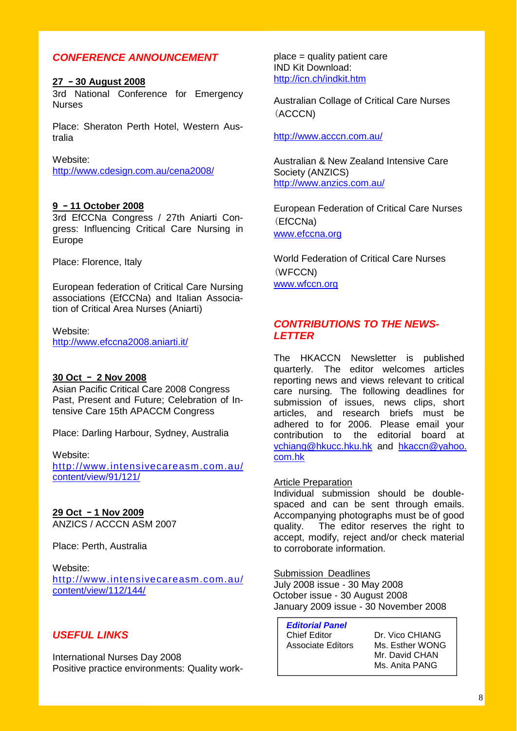## *CONFERENCE ANNOUNCEMENT*

**27 －30 August 2008**

3rd National Conference for Emergency Nurses

Place: Sheraton Perth Hotel, Western Australia

Website:
http://www.cdesign.com.au/cena2008/

**9 －11 October 2008**

3rd EfCCNa Congress / 27th Aniarti Congress: Influencing Critical Care Nursing in Europe

Place: Florence, Italy

European federation of Critical Care Nursing associations (EfCCNa) and Italian Association of Critical Area Nurses (Aniarti)

Website:
http://www.efccna2008.aniarti.it/

**30 Oct － 2 Nov 2008**

Asian Pacific Critical Care 2008 Congress
Past, Present and Future; Celebration of Intensive Care 15th APACCM Congress

Place: Darling Harbour, Sydney, Australia

Website:
http://www.intensivecareasm.com.au/content/view/91/121/

**29 Oct －1 Nov 2009**

ANZICS / ACCCN ASM 2007

Place: Perth, Australia

Website:
http://www.intensivecareasm.com.au/content/view/112/144/

## *USEFUL LINKS*

International Nurses Day 2008
Positive practice environments: Quality workplace = quality patient care
IND Kit Download:
http://icn.ch/indkit.htm

Australian Collage of Critical Care Nurses（ACCCN)

http://www.acccn.com.au/

Australian & New Zealand Intensive Care Society (ANZICS)
http://www.anzics.com.au/

European Federation of Critical Care Nurses（EfCCNa)
www.efccna.org

World Federation of Critical Care Nurses（WFCCN)
www.wfccn.org

## *CONTRIBUTIONS TO THE NEWSLETTER*

The HKACCN Newsletter is published quarterly. The editor welcomes articles reporting news and views relevant to critical care nursing. The following deadlines for submission of issues, news clips, short articles, and research briefs must be adhered to for 2006. Please email your contribution to the editorial board at vchiang@hkucc.hku.hk and hkaccn@yahoo.com.hk

Article Preparation

Individual submission should be double-spaced and can be sent through emails. Accompanying photographs must be of good quality. The editor reserves the right to accept, modify, reject and/or check material to corroborate information.

Submission Deadlines

July 2008 issue - 30 May 2008
October issue - 30 August 2008
January 2009 issue - 30 November 2008

***Editorial Panel***

| | |
|---|---|
| Chief Editor | Dr. Vico CHIANG |
| Associate Editors | Ms. Esther WONG |
| | Mr. David CHAN |
| | Ms. Anita PANG |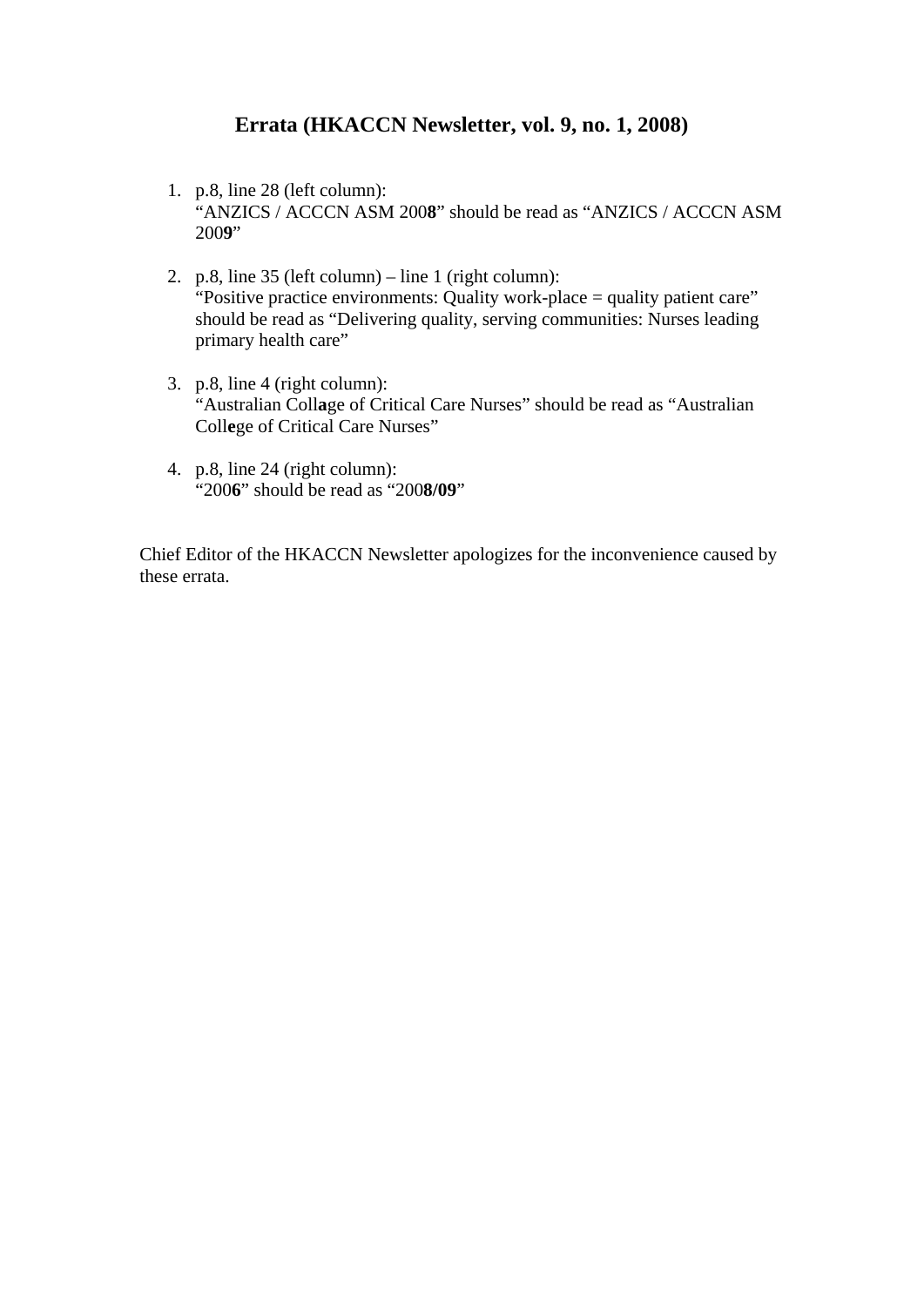# Errata (HKACCN Newsletter, vol. 9, no. 1, 2008)

1. p.8, line 28 (left column):
   "ANZICS / ACCCN ASM 200**8**" should be read as "ANZICS / ACCCN ASM 200**9**"

2. p.8, line 35 (left column) – line 1 (right column):
   "Positive practice environments: Quality work-place = quality patient care" should be read as "Delivering quality, serving communities: Nurses leading primary health care"

3. p.8, line 4 (right column):
   "Australian Coll**a**ge of Critical Care Nurses" should be read as "Australian Coll**e**ge of Critical Care Nurses"

4. p.8, line 24 (right column):
   "200**6**" should be read as "200**8/09**"

Chief Editor of the HKACCN Newsletter apologizes for the inconvenience caused by these errata.